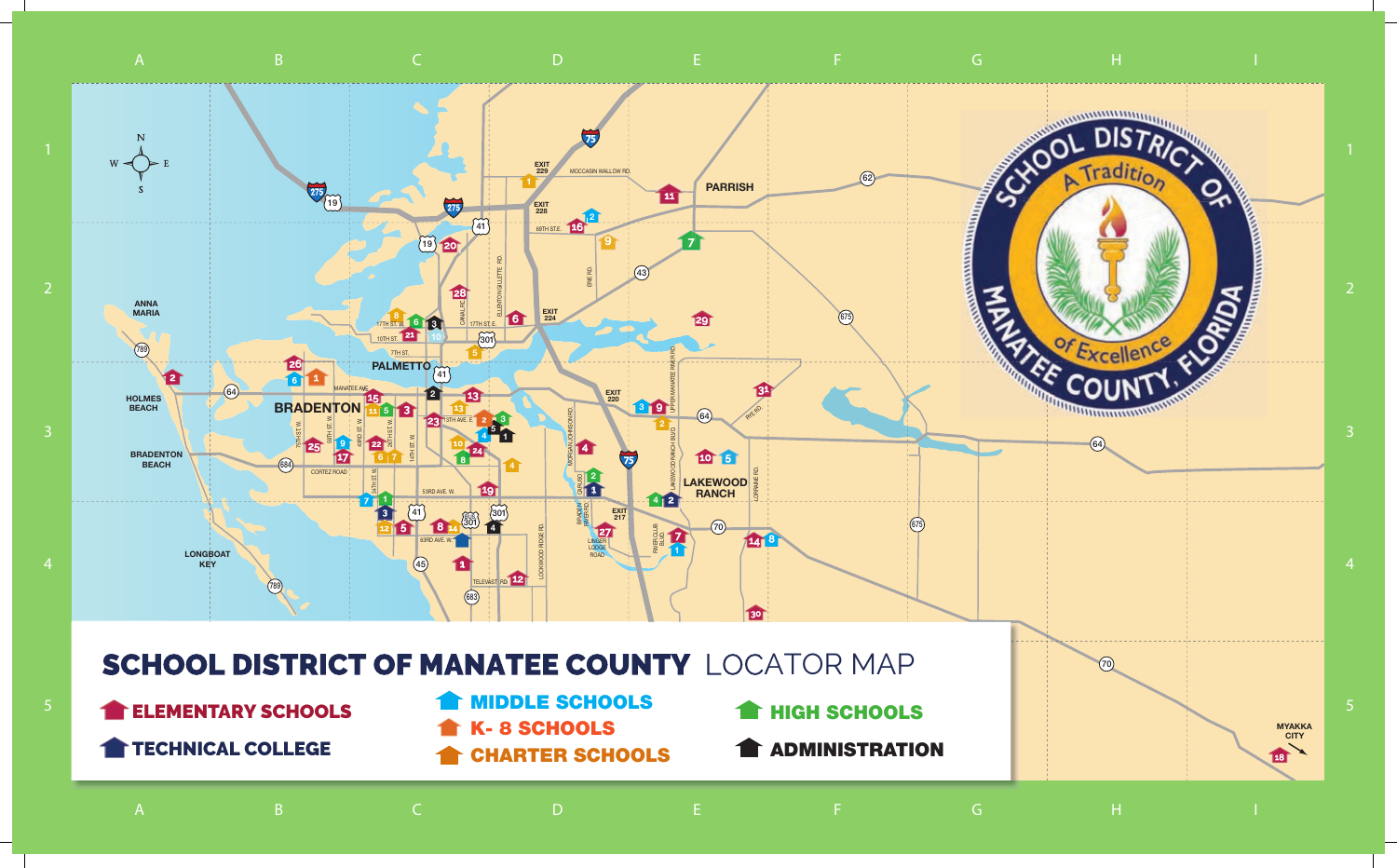# SCHOOL DISTRICT OF MANATEE COUNTY LOCATOR MAP

- ELEMENTARY SCHOOLS
- TECHNICAL COLLEGE
- MIDDLE SCHOOLS
- K- 8 SCHOOLS
- CHARTER SCHOOLS
- HIGH SCHOOLS
- ADMINISTRATION

SCHOOL DISTRICT OF MANATEE COUNTY, FLORIDA — A Tradition of Excellence

PARRISH · PALMETTO · BRADENTON · LAKEWOOD RANCH · ANNA MARIA · HOLMES BEACH · BRADENTON BEACH · LONGBOAT KEY · MYAKKA CITY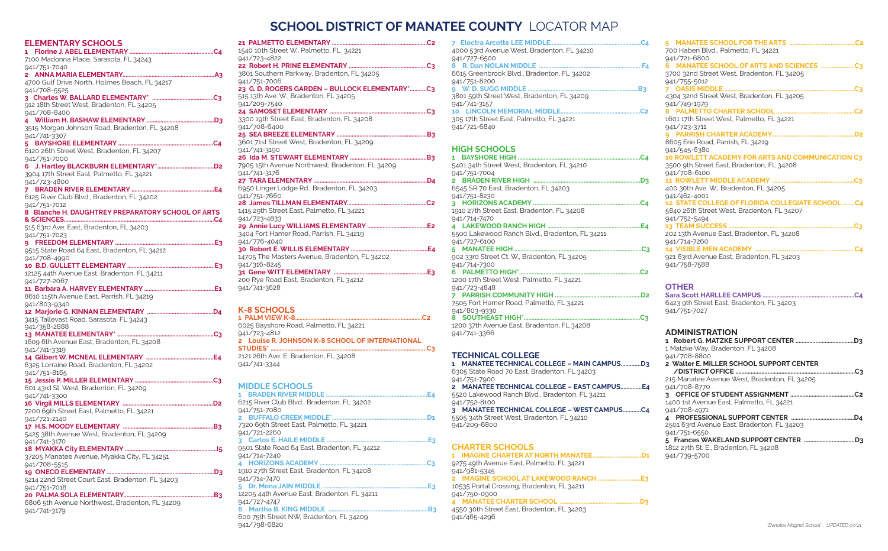# SCHOOL DISTRICT OF MANATEE COUNTY LOCATOR MAP

## ELEMENTARY SCHOOLS

**1 Florine J. ABEL ELEMENTARY ..... C4**
7100 Madonna Place, Sarasota, FL 34243
941/751-7040

**2 ANNA MARIA ELEMENTARY ..... A3**
4700 Gulf Drive North, Holmes Beach, FL 34217
941/708-5525

**3 Charles W. BALLARD ELEMENTARY* ..... C3**
912 18th Street West, Bradenton, FL 34205
941/708-8400

**4 William H. BASHAW ELEMENTARY ..... D3**
3515 Morgan Johnson Road, Bradenton, FL 34208
941/741-3307

**5 BAYSHORE ELEMENTARY ..... C4**
6120 26th Street West, Bradenton, FL 34207
941/751-7000

**6 J. Hartley BLACKBURN ELEMENTARY* ..... D2**
3904 17th Street East, Palmetto, FL 34221
941/723-4800

**7 BRADEN RIVER ELEMENTARY ..... E4**
6125 River Club Blvd., Bradenton, FL 34202
941/751-7012

**8 Blanche H. DAUGHTREY PREPARATORY SCHOOL OF ARTS & SCIENCES ..... C4**
515 63rd Ave. East, Bradenton, FL 34203
941/751-7023

**9 FREEDOM ELEMENTARY ..... E3**
9515 State Road 64 East, Bradenton, FL 34212
941/708-4990

**10 B.D. GULLETT ELEMENTARY ..... E3**
12125 44th Avenue East, Bradenton, FL 34211
941/727-2067

**11 Barbara A. HARVEY ELEMENTARY ..... E1**
8610 115th Avenue East, Parrish, FL 34219
941/803-9340

**12 Marjorie G. KINNAN ELEMENTARY ..... D4**
3415 Tallevast Road, Sarasota, FL 34243
941/358-2888

**13 MANATEE ELEMENTARY* ..... C3**
1609 6th Avenue East, Bradenton, FL 34208
941/741-3319

**14 Gilbert W. MCNEAL ELEMENTARY ..... E4**
6325 Lorraine Road, Bradenton, FL 34202
941/751-8165

**15 Jessie P. MILLER ELEMENTARY ..... C3**
601 43rd St. West, Bradenton, FL 34209
941/741-3300

**16 Virgil MILLS ELEMENTARY ..... D2**
7200 69th Street East, Palmetto, FL 34221
941/721-2140

**17 H.S. MOODY ELEMENTARY ..... B3**
5425 38th Avenue West, Bradenton, FL 34209
941/741-3170

**18 MYAKKA City ELEMENTARY ..... I5**
37205 Manatee Avenue, Myakka City, FL 34251
941/708-5515

**19 ONECO ELEMENTARY ..... D3**
5214 22nd Street Court East, Bradenton, FL 34203
941/751-7018

**20 PALMA SOLA ELEMENTARY ..... B3**
6806 5th Avenue Northwest, Bradenton, FL 34209
941/741-3179

**21 PALMETTO ELEMENTARY ..... C2**
1540 10th Street W., Palmetto, FL 34221
941/723-4822

**22 Robert H. PRINE ELEMENTARY ..... C3**
3801 Southern Parkway, Bradenton, FL 34205
941/751-7006

**23 G. D. ROGERS GARDEN – BULLOCK ELEMENTARY* ..... C3**
515 13th Ave. W., Bradenton, FL 34205
941/209-7540

**24 SAMOSET ELEMENTARY ..... C3**
3300 19th Street East, Bradenton, FL 34208
941/708-6400

**25 SEA BREEZE ELEMENTARY ..... B3**
3601 71st Street West, Bradenton, FL 34209
941/741-3190

**26 Ida M. STEWART ELEMENTARY ..... B3**
7905 15th Avenue Northwest, Bradenton, FL 34209
941/741-3176

**27 TARA ELEMENTARY ..... D4**
6950 Linger Lodge Rd., Bradenton, FL 34203
941/751-7660

**28 James TILLMAN ELEMENTARY ..... C2**
1415 29th Street East, Palmetto, FL 34221
941/723-4833

**29 Annie Lucy WILLIAMS ELEMENTARY ..... E2**
3404 Fort Hamer Road, Parrish, FL 34219
941/776-4040

**30 Robert E. WILLIS ELEMENTARY ..... E4**
14705 The Masters Avenue, Bradenton, FL 34202
941/316-8245

**31 Gene WITT ELEMENTARY ..... E3**
200 Rye Road East, Bradenton, FL 34212
941/741-3628

## K-8 SCHOOLS

**1 PALM VIEW K-8 ..... C2**
6025 Bayshore Road, Palmetto, FL 34221
941/723-4812

**2 Louise R. JOHNSON K-8 SCHOOL OF INTERNATIONAL STUDIES* ..... C3**
2121 26th Ave. E, Bradenton, FL 34208
941/741-3344

## MIDDLE SCHOOLS

**1 BRADEN RIVER MIDDLE ..... E4**
6215 River Club Blvd., Bradenton, FL 34202
941/751-7080

**2 BUFFALO CREEK MIDDLE* ..... D1**
7320 69th Street East, Palmetto, FL 34221
941/721-2260

**3 Carlos E. HAILE MIDDLE ..... E3**
9501 State Road 64 East, Bradenton, FL 34212
941/714-7240

**4 HORIZONS ACADEMY ..... C3**
1910 27th Street East, Bradenton, FL 34208
941/714-7470

**5 Dr. Mona JAIN MIDDLE ..... E3**
12205 44th Avenue East, Bradenton, FL 34211
941/727-4747

**6 Martha B. KING MIDDLE ..... B3**
600 75th Street NW, Bradenton, FL 34209
941/798-6820

**7 Electra Arcotte LEE MIDDLE ..... C4**
4000 53rd Avenue West, Bradenton, FL 34210
941/727-6500

**8 R. Dan NOLAN MIDDLE ..... F4**
6615 Greenbrook Blvd., Bradenton, FL 34202
941/751-8200

**9 W. D. SUGG MIDDLE ..... B3**
3801 59th Street West, Bradenton, FL 34209
941/741-3157

**10 LINCOLN MEMORIAL MIDDLE ..... C2**
305 17th Street East, Palmetto, FL 34221
941/721-6840

## HIGH SCHOOLS

**1 BAYSHORE HIGH ..... C4**
5401 34th Street West, Bradenton, FL 34210
941/751-7004

**2 BRADEN RIVER HIGH ..... D3**
6545 SR 70 East, Bradenton, FL 34203
941/751-8230

**3 HORIZONS ACADEMY ..... C4**
1910 27th Street East, Bradenton, FL 34208
941/714-7470

**4 LAKEWOOD RANCH HIGH ..... E4**
5500 Lakewood Ranch Blvd., Bradenton, FL 34211
941/727-6100

**5 MANATEE HIGH ..... C3**
902 33rd Street Ct. W., Bradenton, FL 34205
941/714-7300

**6 PALMETTO HIGH* ..... C2**
1200 17th Street West, Palmetto, FL 34221
941/723-4848

**7 PARRISH COMMUNITY HIGH ..... D2**
7505 Fort Hamer Road, Palmetto, FL 34221
941/803-9330

**8 SOUTHEAST HIGH* ..... C3**
1200 37th Avenue East, Bradenton, FL 34208
941/741-3366

## TECHNICAL COLLEGE

**1 MANATEE TECHNICAL COLLEGE – MAIN CAMPUS ..... D3**
6305 State Road 70 East, Bradenton, FL 34203
941/751-7900

**2 MANATEE TECHNICAL COLLEGE – EAST CAMPUS ..... E4**
5520 Lakewood Ranch Blvd., Bradenton, FL 34211
941/752-8100

**3 MANATEE TECHNICAL COLLEGE – WEST CAMPUS ..... C4**
5505 34th Street West, Bradenton, FL 34210
941/209-6800

## CHARTER SCHOOLS

**1 IMAGINE CHARTER AT NORTH MANATEE ..... D1**
9275 49th Avenue East, Palmetto, FL 34221
941/981-5345

**2 IMAGINE SCHOOL AT LAKEWOOD RANCH ..... E3**
10535 Portal Crossing, Bradenton, FL 34211
941/750-0900

**4 MANATEE CHARTER SCHOOL ..... D3**
4550 30th Street East, Bradenton, FL 34203
941/465-4296

**5 MANATEE SCHOOL FOR THE ARTS ..... C2**
700 Haben Blvd., Palmetto, FL 34221
941/721-6800

**6 MANATEE SCHOOL OF ARTS AND SCIENCES ..... C3**
3700 32nd Street West, Bradenton, FL 34205
941/755-5012

**7 OASIS MIDDLE ..... C3**
4304 32nd Street West, Bradenton, FL 34205
941/749-1979

**8 PALMETTO CHARTER SCHOOL ..... C2**
1601 17th Street West, Palmetto, FL 34221
941/723-3711

**9 PARRISH CHARTER ACADEMY ..... D2**
8605 Erie Road, Parrish, FL 34219
941/545-6380

**10 ROWLETT ACADEMY FOR ARTS AND COMMUNICATION C3**
3500 9th Street East, Bradenton, FL 34208
941/708-6100

**11 ROWLETT MIDDLE ACADEMY ..... C3**
400 30th Ave. W., Bradenton, FL 34205
941/462-4001

**12 STATE COLLEGE OF FLORIDA COLLEGIATE SCHOOL ..... C4**
5840 26th Street West, Bradenton, FL 34207
941/752-5494

**13 TEAM SUCCESS ..... C3**
202 13th Avenue East, Bradenton, FL 34208
941/714-7260

**14 VISIBLE MEN ACADEMY ..... C4**
921 63rd Avenue East, Bradenton, FL 34203
941/758-7588

## OTHER

**Sara Scott HARLLEE CAMPUS ..... C4**
6423 9th Street East, Bradenton, FL 34203
941/751-7027

## ADMINISTRATION

**1 Robert G. MATZKE SUPPORT CENTER ..... D3**
1 Matzke Way, Bradenton, FL 34208
941/708-8800

**2 Walter E. MILLER SCHOOL SUPPORT CENTER /DISTRICT OFFICE ..... C3**
215 Manatee Avenue West, Bradenton, FL 34205
941/708-8770

**3 OFFICE OF STUDENT ASSIGNMENT ..... C2**
1400 1st Avenue East, Palmetto, FL 34221
941/708-4971

**4 PROFESSIONAL SUPPORT CENTER ..... D4**
2501 63rd Avenue East. Bradenton, FL 34203
941/751-6550

**5 Frances WAKELAND SUPPORT CENTER ..... D3**
1812 27th St. E., Bradenton, FL 34208
941/739-5700

*Denotes Magnet School UPDATED 07/21